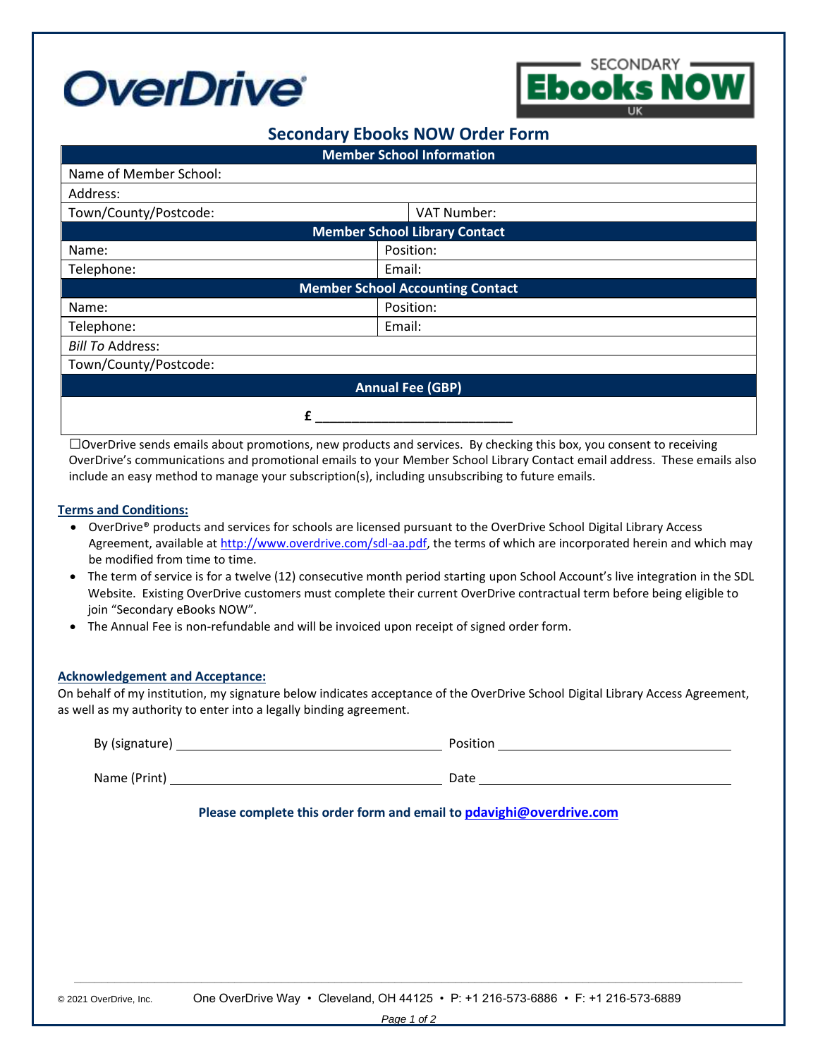# Secondary Ebooks NOW Order Form

| Member School Information | |
|---|---|
| Name of Member School: | |
| Address: | |
| Town/County/Postcode: | VAT Number: |
| **Member School Library Contact** | |
| Name: | Position: |
| Telephone: | Email: |
| **Member School Accounting Contact** | |
| Name: | Position: |
| Telephone: | Email: |
| *Bill To* Address: | |
| Town/County/Postcode: | |
| **Annual Fee (GBP)** | |
| £ ___________________________ | |

☐OverDrive sends emails about promotions, new products and services. By checking this box, you consent to receiving OverDrive's communications and promotional emails to your Member School Library Contact email address. These emails also include an easy method to manage your subscription(s), including unsubscribing to future emails.

## Terms and Conditions:

- OverDrive® products and services for schools are licensed pursuant to the OverDrive School Digital Library Access Agreement, available at http://www.overdrive.com/sdl-aa.pdf, the terms of which are incorporated herein and which may be modified from time to time.
- The term of service is for a twelve (12) consecutive month period starting upon School Account's live integration in the SDL Website. Existing OverDrive customers must complete their current OverDrive contractual term before being eligible to join "Secondary eBooks NOW".
- The Annual Fee is non-refundable and will be invoiced upon receipt of signed order form.

## Acknowledgement and Acceptance:

On behalf of my institution, my signature below indicates acceptance of the OverDrive School Digital Library Access Agreement, as well as my authority to enter into a legally binding agreement.

By (signature) ______________________________ Position ______________________________

Name (Print) ______________________________ Date ______________________________

**Please complete this order form and email to pdavighi@overdrive.com**

© 2021 OverDrive, Inc. One OverDrive Way • Cleveland, OH 44125 • P: +1 216-573-6886 • F: +1 216-573-6889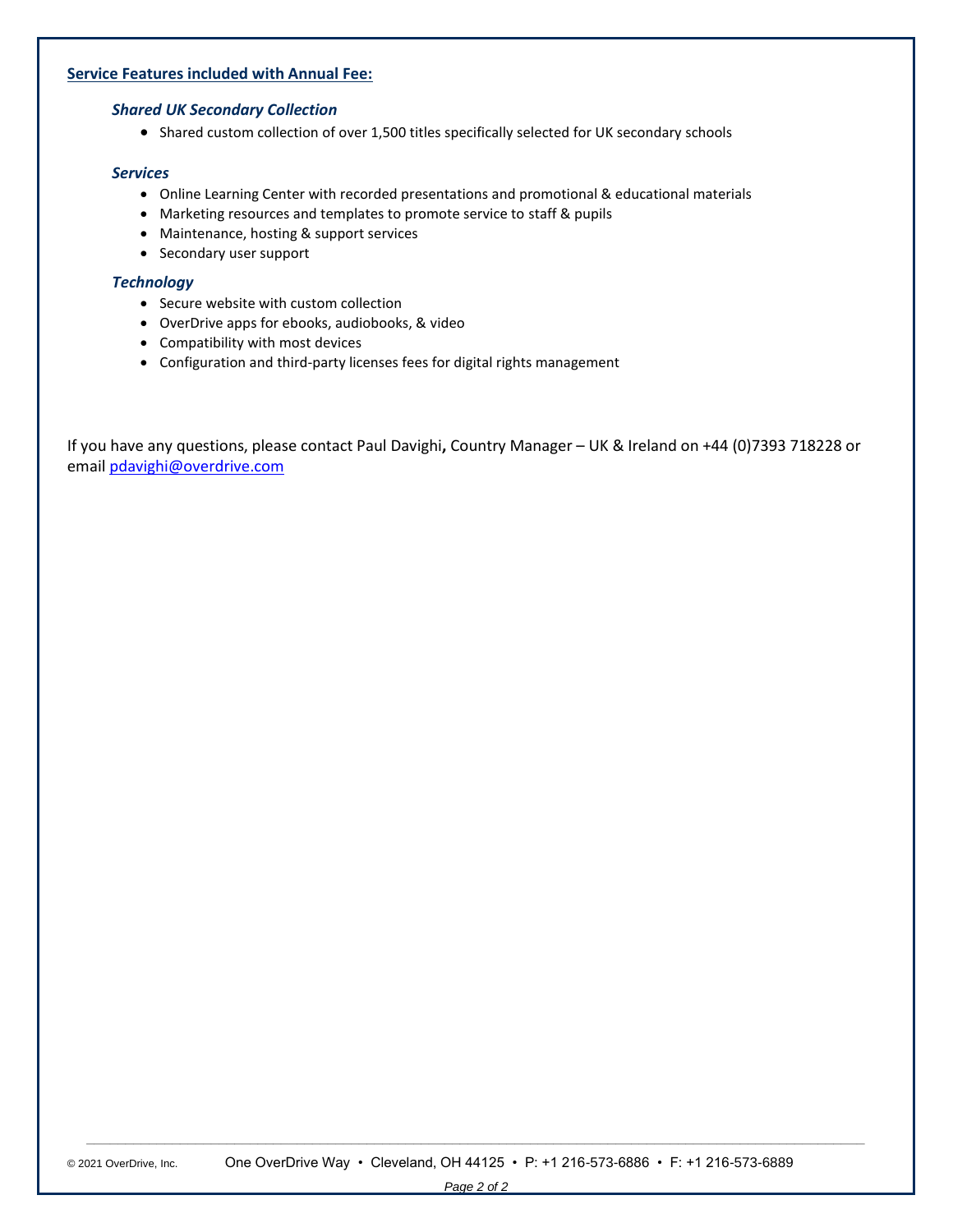**Service Features included with Annual Fee:**

### *Shared UK Secondary Collection*

- Shared custom collection of over 1,500 titles specifically selected for UK secondary schools

### *Services*

- Online Learning Center with recorded presentations and promotional & educational materials
- Marketing resources and templates to promote service to staff & pupils
- Maintenance, hosting & support services
- Secondary user support

### *Technology*

- Secure website with custom collection
- OverDrive apps for ebooks, audiobooks, & video
- Compatibility with most devices
- Configuration and third-party licenses fees for digital rights management

If you have any questions, please contact Paul Davighi**,** Country Manager – UK & Ireland on +44 (0)7393 718228 or email pdavighi@overdrive.com

© 2021 OverDrive, Inc. One OverDrive Way • Cleveland, OH 44125 • P: +1 216-573-6886 • F: +1 216-573-6889